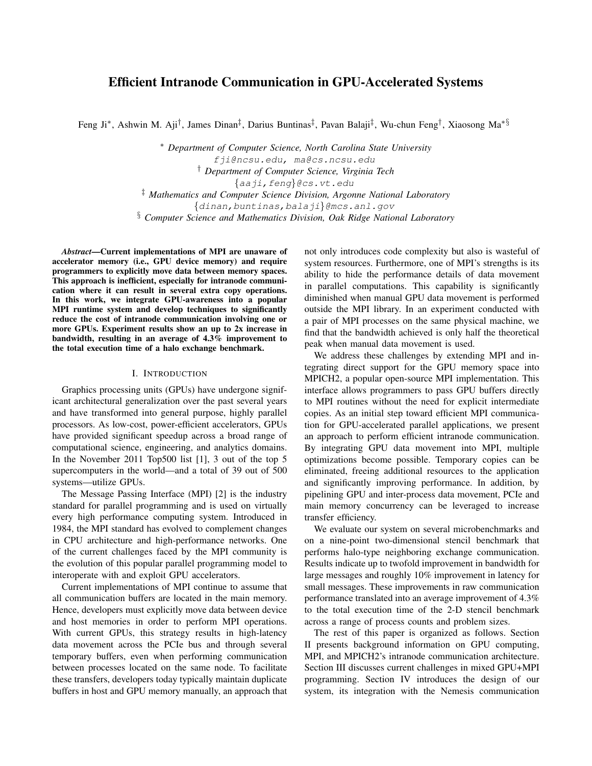# Efficient Intranode Communication in GPU-Accelerated Systems

Feng Ji*, Ashwin M. Aji†, James Dinan‡, Darius Buntinas‡, Pavan Balaji‡, Wu-chun Feng†, Xiaosong Ma*§

\* *Department of Computer Science, North Carolina State University*
fji@ncsu.edu, ma@cs.ncsu.edu
† *Department of Computer Science, Virginia Tech*
{aaji,feng}@cs.vt.edu
‡ *Mathematics and Computer Science Division, Argonne National Laboratory*
{dinan,buntinas,balaji}@mcs.anl.gov
§ *Computer Science and Mathematics Division, Oak Ridge National Laboratory*

***Abstract*—Current implementations of MPI are unaware of accelerator memory (i.e., GPU device memory) and require programmers to explicitly move data between memory spaces. This approach is inefficient, especially for intranode communication where it can result in several extra copy operations. In this work, we integrate GPU-awareness into a popular MPI runtime system and develop techniques to significantly reduce the cost of intranode communication involving one or more GPUs. Experiment results show an up to 2x increase in bandwidth, resulting in an average of 4.3% improvement to the total execution time of a halo exchange benchmark.**

## I. Introduction

Graphics processing units (GPUs) have undergone significant architectural generalization over the past several years and have transformed into general purpose, highly parallel processors. As low-cost, power-efficient accelerators, GPUs have provided significant speedup across a broad range of computational science, engineering, and analytics domains. In the November 2011 Top500 list [1], 3 out of the top 5 supercomputers in the world—and a total of 39 out of 500 systems—utilize GPUs.

The Message Passing Interface (MPI) [2] is the industry standard for parallel programming and is used on virtually every high performance computing system. Introduced in 1984, the MPI standard has evolved to complement changes in CPU architecture and high-performance networks. One of the current challenges faced by the MPI community is the evolution of this popular parallel programming model to interoperate with and exploit GPU accelerators.

Current implementations of MPI continue to assume that all communication buffers are located in the main memory. Hence, developers must explicitly move data between device and host memories in order to perform MPI operations. With current GPUs, this strategy results in high-latency data movement across the PCIe bus and through several temporary buffers, even when performing communication between processes located on the same node. To facilitate these transfers, developers today typically maintain duplicate buffers in host and GPU memory manually, an approach that not only introduces code complexity but also is wasteful of system resources. Furthermore, one of MPI's strengths is its ability to hide the performance details of data movement in parallel computations. This capability is significantly diminished when manual GPU data movement is performed outside the MPI library. In an experiment conducted with a pair of MPI processes on the same physical machine, we find that the bandwidth achieved is only half the theoretical peak when manual data movement is used.

We address these challenges by extending MPI and integrating direct support for the GPU memory space into MPICH2, a popular open-source MPI implementation. This interface allows programmers to pass GPU buffers directly to MPI routines without the need for explicit intermediate copies. As an initial step toward efficient MPI communication for GPU-accelerated parallel applications, we present an approach to perform efficient intranode communication. By integrating GPU data movement into MPI, multiple optimizations become possible. Temporary copies can be eliminated, freeing additional resources to the application and significantly improving performance. In addition, by pipelining GPU and inter-process data movement, PCIe and main memory concurrency can be leveraged to increase transfer efficiency.

We evaluate our system on several microbenchmarks and on a nine-point two-dimensional stencil benchmark that performs halo-type neighboring exchange communication. Results indicate up to twofold improvement in bandwidth for large messages and roughly 10% improvement in latency for small messages. These improvements in raw communication performance translated into an average improvement of 4.3% to the total execution time of the 2-D stencil benchmark across a range of process counts and problem sizes.

The rest of this paper is organized as follows. Section II presents background information on GPU computing, MPI, and MPICH2's intranode communication architecture. Section III discusses current challenges in mixed GPU+MPI programming. Section IV introduces the design of our system, its integration with the Nemesis communication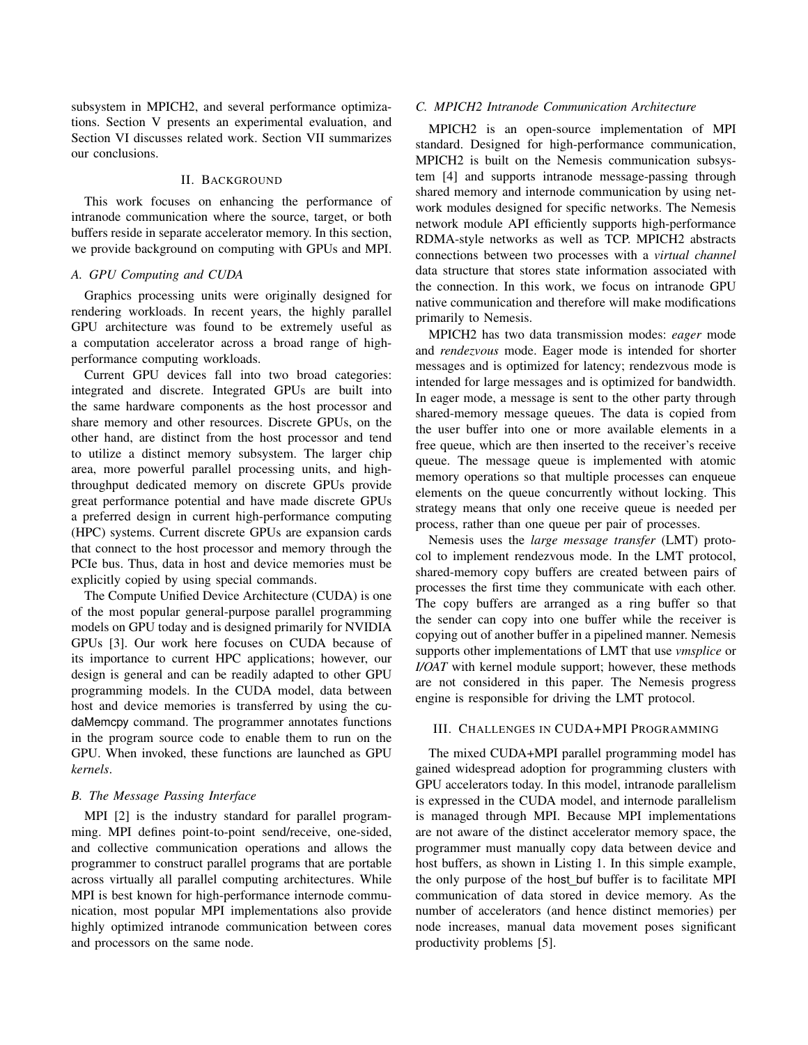subsystem in MPICH2, and several performance optimizations. Section V presents an experimental evaluation, and Section VI discusses related work. Section VII summarizes our conclusions.

## II. Background

This work focuses on enhancing the performance of intranode communication where the source, target, or both buffers reside in separate accelerator memory. In this section, we provide background on computing with GPUs and MPI.

### A. GPU Computing and CUDA

Graphics processing units were originally designed for rendering workloads. In recent years, the highly parallel GPU architecture was found to be extremely useful as a computation accelerator across a broad range of high-performance computing workloads.

Current GPU devices fall into two broad categories: integrated and discrete. Integrated GPUs are built into the same hardware components as the host processor and share memory and other resources. Discrete GPUs, on the other hand, are distinct from the host processor and tend to utilize a distinct memory subsystem. The larger chip area, more powerful parallel processing units, and high-throughput dedicated memory on discrete GPUs provide great performance potential and have made discrete GPUs a preferred design in current high-performance computing (HPC) systems. Current discrete GPUs are expansion cards that connect to the host processor and memory through the PCIe bus. Thus, data in host and device memories must be explicitly copied by using special commands.

The Compute Unified Device Architecture (CUDA) is one of the most popular general-purpose parallel programming models on GPU today and is designed primarily for NVIDIA GPUs [3]. Our work here focuses on CUDA because of its importance to current HPC applications; however, our design is general and can be readily adapted to other GPU programming models. In the CUDA model, data between host and device memories is transferred by using the cudaMemcpy command. The programmer annotates functions in the program source code to enable them to run on the GPU. When invoked, these functions are launched as GPU *kernels*.

### B. The Message Passing Interface

MPI [2] is the industry standard for parallel programming. MPI defines point-to-point send/receive, one-sided, and collective communication operations and allows the programmer to construct parallel programs that are portable across virtually all parallel computing architectures. While MPI is best known for high-performance internode communication, most popular MPI implementations also provide highly optimized intranode communication between cores and processors on the same node.

### C. MPICH2 Intranode Communication Architecture

MPICH2 is an open-source implementation of MPI standard. Designed for high-performance communication, MPICH2 is built on the Nemesis communication subsystem [4] and supports intranode message-passing through shared memory and internode communication by using network modules designed for specific networks. The Nemesis network module API efficiently supports high-performance RDMA-style networks as well as TCP. MPICH2 abstracts connections between two processes with a *virtual channel* data structure that stores state information associated with the connection. In this work, we focus on intranode GPU native communication and therefore will make modifications primarily to Nemesis.

MPICH2 has two data transmission modes: *eager* mode and *rendezvous* mode. Eager mode is intended for shorter messages and is optimized for latency; rendezvous mode is intended for large messages and is optimized for bandwidth. In eager mode, a message is sent to the other party through shared-memory message queues. The data is copied from the user buffer into one or more available elements in a free queue, which are then inserted to the receiver's receive queue. The message queue is implemented with atomic memory operations so that multiple processes can enqueue elements on the queue concurrently without locking. This strategy means that only one receive queue is needed per process, rather than one queue per pair of processes.

Nemesis uses the *large message transfer* (LMT) protocol to implement rendezvous mode. In the LMT protocol, shared-memory copy buffers are created between pairs of processes the first time they communicate with each other. The copy buffers are arranged as a ring buffer so that the sender can copy into one buffer while the receiver is copying out of another buffer in a pipelined manner. Nemesis supports other implementations of LMT that use *vmsplice* or *I/OAT* with kernel module support; however, these methods are not considered in this paper. The Nemesis progress engine is responsible for driving the LMT protocol.

## III. Challenges in CUDA+MPI Programming

The mixed CUDA+MPI parallel programming model has gained widespread adoption for programming clusters with GPU accelerators today. In this model, intranode parallelism is expressed in the CUDA model, and internode parallelism is managed through MPI. Because MPI implementations are not aware of the distinct accelerator memory space, the programmer must manually copy data between device and host buffers, as shown in Listing 1. In this simple example, the only purpose of the host_buf buffer is to facilitate MPI communication of data stored in device memory. As the number of accelerators (and hence distinct memories) per node increases, manual data movement poses significant productivity problems [5].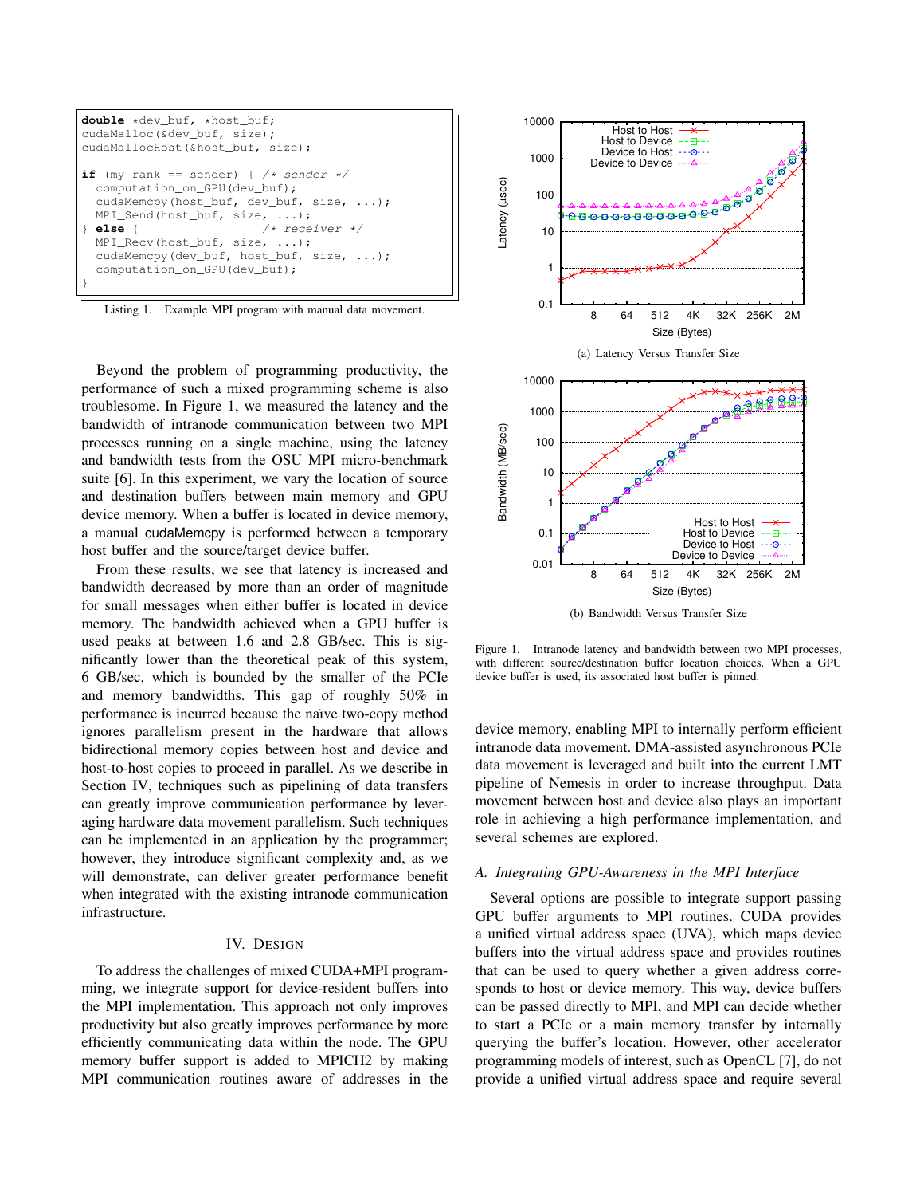```
double *dev_buf, *host_buf;
cudaMalloc(&dev_buf, size);
cudaMallocHost(&host_buf, size);

if (my_rank == sender) { /* sender */
  computation_on_GPU(dev_buf);
  cudaMemcpy(host_buf, dev_buf, size, ...);
  MPI_Send(host_buf, size, ...);
} else {                 /* receiver */
  MPI_Recv(host_buf, size, ...);
  cudaMemcpy(dev_buf, host_buf, size, ...);
  computation_on_GPU(dev_buf);
}
```

Listing 1. Example MPI program with manual data movement.

Beyond the problem of programming productivity, the performance of such a mixed programming scheme is also troublesome. In Figure 1, we measured the latency and bandwidth of intranode communication between two MPI processes running on a single machine, using the latency and bandwidth tests from the OSU MPI micro-benchmark suite [6]. In this experiment, we vary the location of source and destination buffers between main memory and GPU device memory. When a buffer is located in device memory, a manual cudaMemcpy is performed between a temporary host buffer and the source/target device buffer.

From these results, we see that latency is increased and bandwidth decreased by more than an order of magnitude for small messages when either buffer is located in device memory. The bandwidth achieved when a GPU buffer is used peaks at between 1.6 and 2.8 GB/sec. This is significantly lower than the theoretical peak of this system, 6 GB/sec, which is bounded by the smaller of the PCIe and memory bandwidths. This gap of roughly 50% in performance is incurred because the naïve two-copy method ignores parallelism present in the hardware that allows bidirectional memory copies between host and device and host-to-host copies to proceed in parallel. As we describe in Section IV, techniques such as pipelining of data transfers can greatly improve communication performance by leveraging hardware data movement parallelism. Such techniques can be implemented in an application by the programmer; however, they introduce significant complexity and, as we will demonstrate, can deliver greater performance benefit when integrated with the existing intranode communication infrastructure.

(a) Latency Versus Transfer Size

(b) Bandwidth Versus Transfer Size

Figure 1. Intranode latency and bandwidth between two MPI processes, with different source/destination buffer location choices. When a GPU device buffer is used, its associated host buffer is pinned.

## IV. Design

To address the challenges of mixed CUDA+MPI programming, we integrate support for device-resident buffers into the MPI implementation. This approach not only improves productivity but also greatly improves performance by more efficiently communicating data within the node. The GPU memory buffer support is added to MPICH2 by making MPI communication routines aware of addresses in the device memory, enabling MPI to internally perform efficient intranode data movement. DMA-assisted asynchronous PCIe data movement is leveraged and built into the current LMT pipeline of Nemesis in order to increase throughput. Data movement between host and device also plays an important role in achieving a high performance implementation, and several schemes are explored.

### *A. Integrating GPU-Awareness in the MPI Interface*

Several options are possible to integrate support passing GPU buffer arguments to MPI routines. CUDA provides a unified virtual address space (UVA), which maps device buffers into the virtual address space and provides routines that can be used to query whether a given address corresponds to host or device memory. This way, device buffers can be passed directly to MPI, and MPI can decide whether to start a PCIe or a main memory transfer by internally querying the buffer's location. However, other accelerator programming models of interest, such as OpenCL [7], do not provide a unified virtual address space and require several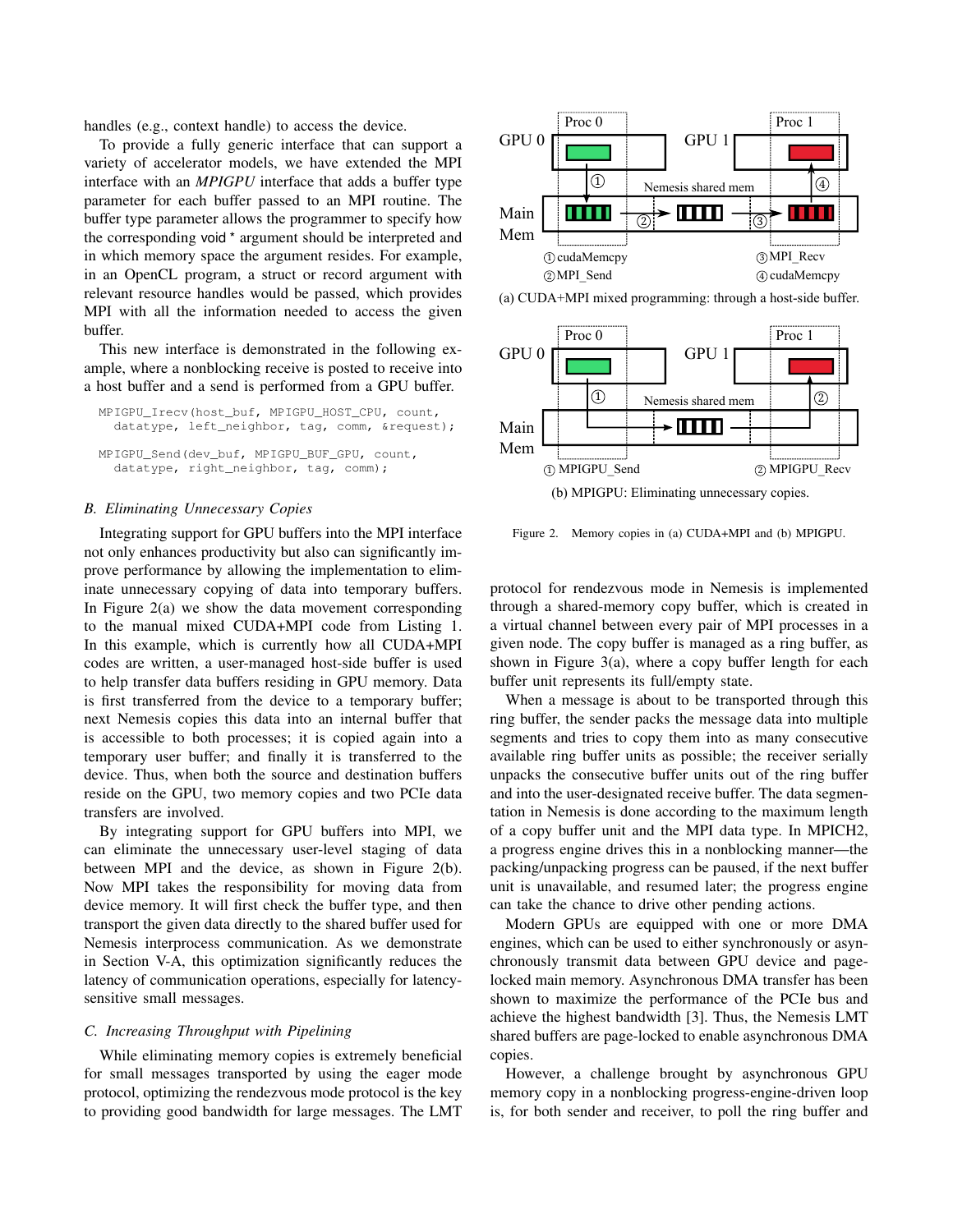handles (e.g., context handle) to access the device.

To provide a fully generic interface that can support a variety of accelerator models, we have extended the MPI interface with an *MPIGPU* interface that adds a buffer type parameter for each buffer passed to an MPI routine. The buffer type parameter allows the programmer to specify how the corresponding void * argument should be interpreted and in which memory space the argument resides. For example, in an OpenCL program, a struct or record argument with relevant resource handles would be passed, which provides MPI with all the information needed to access the given buffer.

This new interface is demonstrated in the following example, where a nonblocking receive is posted to receive into a host buffer and a send is performed from a GPU buffer.

```
MPIGPU_Irecv(host_buf, MPIGPU_HOST_CPU, count,
  datatype, left_neighbor, tag, comm, &request);

MPIGPU_Send(dev_buf, MPIGPU_BUF_GPU, count,
  datatype, right_neighbor, tag, comm);
```

### B. Eliminating Unnecessary Copies

Integrating support for GPU buffers into the MPI interface not only enhances productivity but also can significantly improve performance by allowing the implementation to eliminate unnecessary copying of data into temporary buffers. In Figure 2(a) we show the data movement corresponding to the manual mixed CUDA+MPI code from Listing 1. In this example, which is currently how all CUDA+MPI codes are written, a user-managed host-side buffer is used to help transfer data buffers residing in GPU memory. Data is first transferred from the device to a temporary buffer; next Nemesis copies this data into an internal buffer that is accessible to both processes; it is copied again into a temporary user buffer; and finally it is transferred to the device. Thus, when both the source and destination buffers reside on the GPU, two memory copies and two PCIe data transfers are involved.

By integrating support for GPU buffers into MPI, we can eliminate the unnecessary user-level staging of data between MPI and the device, as shown in Figure 2(b). Now MPI takes the responsibility for moving data from device memory. It will first check the buffer type, and then transport the given data directly to the shared buffer used for Nemesis interprocess communication. As we demonstrate in Section V-A, this optimization significantly reduces the latency of communication operations, especially for latency-sensitive small messages.

### C. Increasing Throughput with Pipelining

While eliminating memory copies is extremely beneficial for small messages transported by using the eager mode protocol, optimizing the rendezvous mode protocol is the key to providing good bandwidth for large messages. The LMT protocol for rendezvous mode in Nemesis is implemented through a shared-memory copy buffer, which is created in a virtual channel between every pair of MPI processes in a given node. The copy buffer is managed as a ring buffer, as shown in Figure 3(a), where a copy buffer length for each buffer unit represents its full/empty state.

GPU 0 | Proc 0 | GPU 1 | Proc 1 | Main Mem | Nemesis shared mem | ① cudaMemcpy ② MPI_Send ③ MPI_Recv ④ cudaMemcpy

(a) CUDA+MPI mixed programming: through a host-side buffer.

GPU 0 | Proc 0 | GPU 1 | Proc 1 | Main Mem | Nemesis shared mem | ① MPIGPU_Send ② MPIGPU_Recv

(b) MPIGPU: Eliminating unnecessary copies.

Figure 2. Memory copies in (a) CUDA+MPI and (b) MPIGPU.

When a message is about to be transported through this ring buffer, the sender packs the message data into multiple segments and tries to copy them into as many consecutive available ring buffer units as possible; the receiver serially unpacks the consecutive buffer units out of the ring buffer and into the user-designated receive buffer. The data segmentation in Nemesis is done according to the maximum length of a copy buffer unit and the MPI data type. In MPICH2, a progress engine drives this in a nonblocking manner—the packing/unpacking progress can be paused, if the next buffer unit is unavailable, and resumed later; the progress engine can take the chance to drive other pending actions.

Modern GPUs are equipped with one or more DMA engines, which can be used to either synchronously or asynchronously transmit data between GPU device and page-locked main memory. Asynchronous DMA transfer has been shown to maximize the performance of the PCIe bus and achieve the highest bandwidth [3]. Thus, the Nemesis LMT shared buffers are page-locked to enable asynchronous DMA copies.

However, a challenge brought by asynchronous GPU memory copy in a nonblocking progress-engine-driven loop is, for both sender and receiver, to poll the ring buffer and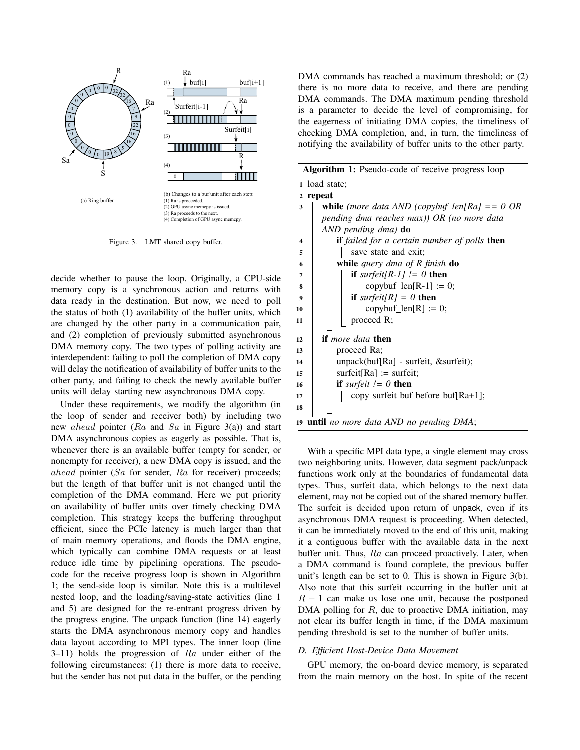Figure 3. LMT shared copy buffer.

(a) Ring buffer

(b) Changes to a buf unit after each step:
(1) Ra is proceeded.
(2) GPU async memcpy is issued.
(3) Ra proceeds to the next.
(4) Completion of GPU async memcpy.

decide whether to pause the loop. Originally, a CPU-side memory copy is a synchronous action and returns with data ready in the destination. But now, we need to poll the status of both (1) availability of the buffer units, which are changed by the other party in a communication pair, and (2) completion of previously submitted asynchronous DMA memory copy. The two types of polling activity are interdependent: failing to poll the completion of DMA copy will delay the notification of availability of buffer units to the other party, and failing to check the newly available buffer units will delay starting new asynchronous DMA copy.

Under these requirements, we modify the algorithm (in the loop of sender and receiver both) by including two new *ahead* pointer ($Ra$ and $Sa$ in Figure 3(a)) and start DMA asynchronous copies as eagerly as possible. That is, whenever there is an available buffer (empty for sender, or nonempty for receiver), a new DMA copy is issued, and the *ahead* pointer ($Sa$ for sender, $Ra$ for receiver) proceeds; but the length of that buffer unit is not changed until the completion of the DMA command. Here we put priority on availability of buffer units over timely checking DMA completion. This strategy keeps the buffering throughput efficient, since the PCIe latency is much larger than that of main memory operations, and floods the DMA engine, which typically can combine DMA requests or at least reduce idle time by pipelining operations. The pseudo-code for the receive progress loop is shown in Algorithm 1; the send-side loop is similar. Note this is a multilevel nested loop, and the loading/saving-state activities (line 1 and 5) are designed for the re-entrant progress driven by the progress engine. The unpack function (line 14) eagerly starts the DMA asynchronous memory copy and handles data layout according to MPI types. The inner loop (line 3–11) holds the progression of $Ra$ under either of the following circumstances: (1) there is more data to receive, but the sender has not put data in the buffer, or the pending DMA commands has reached a maximum threshold; or (2) there is no more data to receive, and there are pending DMA commands. The DMA maximum pending threshold is a parameter to decide the level of compromising, for the eagerness of initiating DMA copies, the timeliness of checking DMA completion, and, in turn, the timeliness of notifying the availability of buffer units to the other party.

**Algorithm 1:** Pseudo-code of receive progress loop

```
1  load state;
2  repeat
3      while (more data AND (copybuf_len[Ra] == 0 OR
       pending dma reaches max)) OR (no more data
       AND pending dma) do
4          if failed for a certain number of polls then
5              save state and exit;
6          while query dma of R finish do
7              if surfeit[R-1] != 0 then
8                  copybuf_len[R-1] := 0;
9              if surfeit[R] = 0 then
10                 copybuf_len[R] := 0;
11             proceed R;
12     if more data then
13         proceed Ra;
14         unpack(buf[Ra] - surfeit, &surfeit);
15         surfeit[Ra] := surfeit;
16         if surfeit != 0 then
17             copy surfeit buf before buf[Ra+1];
18
19 until no more data AND no pending DMA;
```

With a specific MPI data type, a single element may cross two neighboring units. However, data segment pack/unpack functions work only at the boundaries of fundamental data types. Thus, surfeit data, which belongs to the next data element, may not be copied out of the shared memory buffer. The surfeit is decided upon return of unpack, even if its asynchronous DMA request is proceeding. When detected, it can be immediately moved to the end of this unit, making it a contiguous buffer with the available data in the next buffer unit. Thus, $Ra$ can proceed proactively. Later, when a DMA command is found complete, the previous buffer unit's length can be set to 0. This is shown in Figure 3(b). Also note that this surfeit occurring in the buffer unit at $R-1$ can make us lose one unit, because the postponed DMA polling for $R$, due to proactive DMA initiation, may not clear its buffer length in time, if the DMA maximum pending threshold is set to the number of buffer units.

### D. Efficient Host-Device Data Movement

GPU memory, the on-board device memory, is separated from the main memory on the host. In spite of the recent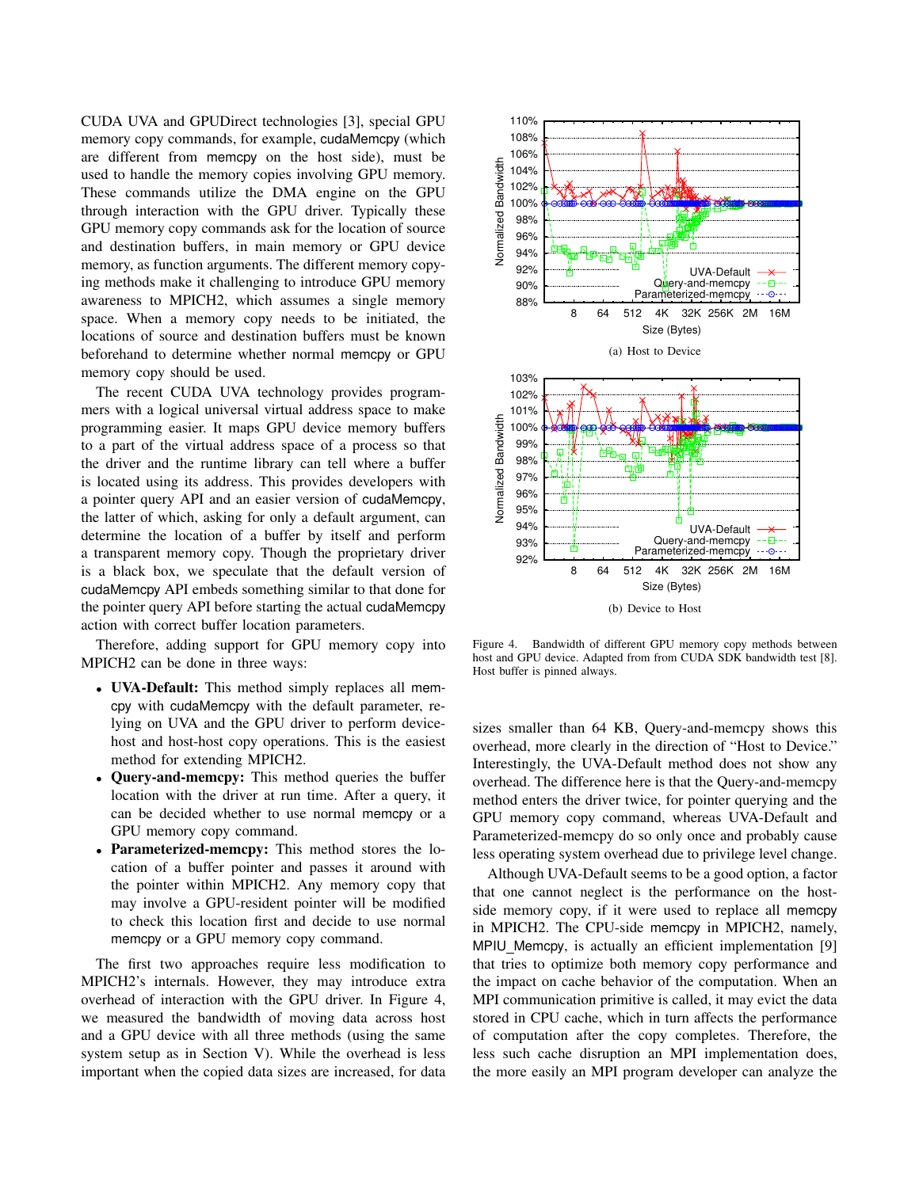CUDA UVA and GPUDirect technologies [3], special GPU memory copy commands, for example, cudaMemcpy (which are different from memcpy on the host side), must be used to handle the memory copies involving GPU memory. These commands utilize the DMA engine on the GPU through interaction with the GPU driver. Typically these GPU memory copy commands ask for the location of source and destination buffers, in main memory or GPU device memory, as function arguments. The different memory copying methods make it challenging to introduce GPU memory awareness to MPICH2, which assumes a single memory space. When a memory copy needs to be initiated, the locations of source and destination buffers must be known beforehand to determine whether normal memcpy or GPU memory copy should be used.

The recent CUDA UVA technology provides programmers with a logical universal virtual address space to make programming easier. It maps GPU device memory buffers to a part of the virtual address space of a process so that the driver and the runtime library can tell where a buffer is located using its address. This provides developers with a pointer query API and an easier version of cudaMemcpy, the latter of which, asking for only a default argument, can determine the location of a buffer by itself and perform a transparent memory copy. Though the proprietary driver is a black box, we speculate that the default version of cudaMemcpy API embeds something similar to that done for the pointer query API before starting the actual cudaMemcpy action with correct buffer location parameters.

Therefore, adding support for GPU memory copy into MPICH2 can be done in three ways:

- **UVA-Default:** This method simply replaces all memcpy with cudaMemcpy with the default parameter, relying on UVA and the GPU driver to perform device-host and host-host copy operations. This is the easiest method for extending MPICH2.
- **Query-and-memcpy:** This method queries the buffer location with the driver at run time. After a query, it can be decided whether to use normal memcpy or a GPU memory copy command.
- **Parameterized-memcpy:** This method stores the location of a buffer pointer and passes it around with the pointer within MPICH2. Any memory copy that may involve a GPU-resident pointer will be modified to check this location first and decide to use normal memcpy or a GPU memory copy command.

The first two approaches require less modification to MPICH2's internals. However, they may introduce extra overhead of interaction with the GPU driver. In Figure 4, we measured the bandwidth of moving data across host and a GPU device with all three methods (using the same system setup as in Section V). While the overhead is less important when the copied data sizes are increased, for data

110%
108%
106%
104%
102%
100%
98%
96%
94%
92%
90%
88%
Normalized Bandwidth
8 64 512 4K 32K 256K 2M 16M
Size (Bytes)
UVA-Default
Query-and-memcpy
Parameterized-memcpy

(a) Host to Device

103%
102%
101%
100%
99%
98%
97%
96%
95%
94%
93%
92%
Normalized Bandwidth
8 64 512 4K 32K 256K 2M 16M
Size (Bytes)
UVA-Default
Query-and-memcpy
Parameterized-memcpy

(b) Device to Host

Figure 4. Bandwidth of different GPU memory copy methods between host and GPU device. Adapted from from CUDA SDK bandwidth test [8]. Host buffer is pinned always.

sizes smaller than 64 KB, Query-and-memcpy shows this overhead, more clearly in the direction of "Host to Device." Interestingly, the UVA-Default method does not show any overhead. The difference here is that the Query-and-memcpy method enters the driver twice, for pointer querying and the GPU memory copy command, whereas UVA-Default and Parameterized-memcpy do so only once and probably cause less operating system overhead due to privilege level change.

Although UVA-Default seems to be a good option, a factor that one cannot neglect is the performance on the host-side memory copy, if it were used to replace all memcpy in MPICH2. The CPU-side memcpy in MPICH2, namely, MPIU_Memcpy, is actually an efficient implementation [9] that tries to optimize both memory copy performance and the impact on cache behavior of the computation. When an MPI communication primitive is called, it may evict the data stored in CPU cache, which in turn affects the performance of computation after the copy completes. Therefore, the less such cache disruption an MPI implementation does, the more easily an MPI program developer can analyze the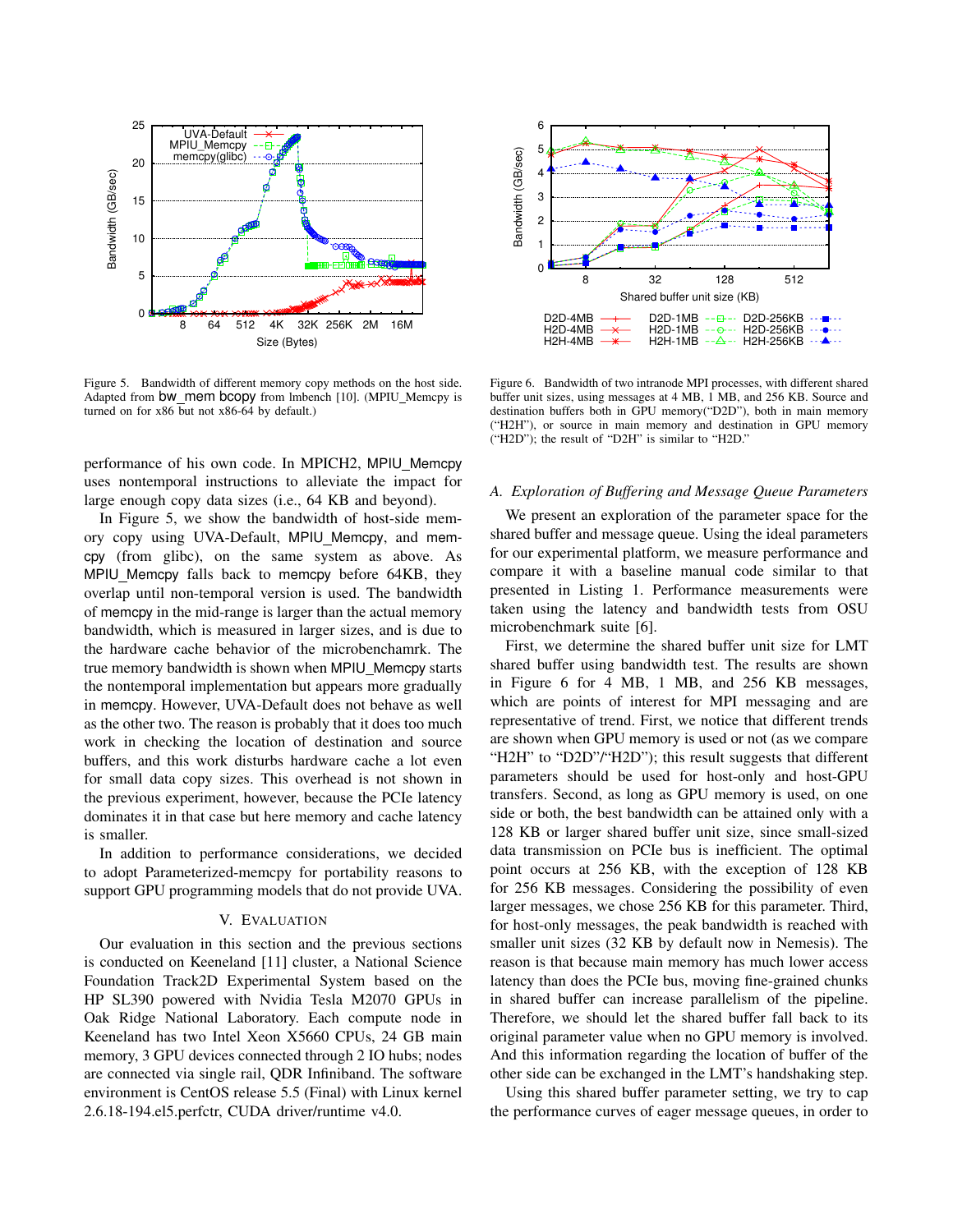Figure 5. Bandwidth of different memory copy methods on the host side. Adapted from bw_mem bcopy from lmbench [10]. (MPIU_Memcpy is turned on for x86 but not x86-64 by default.)

performance of his own code. In MPICH2, MPIU_Memcpy uses nontemporal instructions to alleviate the impact for large enough copy data sizes (i.e., 64 KB and beyond).

In Figure 5, we show the bandwidth of host-side memory copy using UVA-Default, MPIU_Memcpy, and memcpy (from glibc), on the same system as above. As MPIU_Memcpy falls back to memcpy before 64KB, they overlap until non-temporal version is used. The bandwidth of memcpy in the mid-range is larger than the actual memory bandwidth, which is measured in larger sizes, and is due to the hardware cache behavior of the microbenchamrk. The true memory bandwidth is shown when MPIU_Memcpy starts the nontemporal implementation but appears more gradually in memcpy. However, UVA-Default does not behave as well as the other two. The reason is probably that it does too much work in checking the location of destination and source buffers, and this work disturbs hardware cache a lot even for small data copy sizes. This overhead is not shown in the previous experiment, however, because the PCIe latency dominates it in that case but here memory and cache latency is smaller.

In addition to performance considerations, we decided to adopt Parameterized-memcpy for portability reasons to support GPU programming models that do not provide UVA.

## V. Evaluation

Our evaluation in this section and the previous sections is conducted on Keeneland [11] cluster, a National Science Foundation Track2D Experimental System based on the HP SL390 powered with Nvidia Tesla M2070 GPUs in Oak Ridge National Laboratory. Each compute node in Keeneland has two Intel Xeon X5660 CPUs, 24 GB main memory, 3 GPU devices connected through 2 IO hubs; nodes are connected via single rail, QDR Infiniband. The software environment is CentOS release 5.5 (Final) with Linux kernel 2.6.18-194.el5.perfctr, CUDA driver/runtime v4.0.

Figure 6. Bandwidth of two intranode MPI processes, with different shared buffer unit sizes, using messages at 4 MB, 1 MB, and 256 KB. Source and destination buffers both in GPU memory("D2D"), both in main memory ("H2H"), or source in main memory and destination in GPU memory ("H2D"); the result of "D2H" is similar to "H2D."

### A. Exploration of Buffering and Message Queue Parameters

We present an exploration of the parameter space for the shared buffer and message queue. Using the ideal parameters for our experimental platform, we measure performance and compare it with a baseline manual code similar to that presented in Listing 1. Performance measurements were taken using the latency and bandwidth tests from OSU microbenchmark suite [6].

First, we determine the shared buffer unit size for LMT shared buffer using bandwidth test. The results are shown in Figure 6 for 4 MB, 1 MB, and 256 KB messages, which are points of interest for MPI messaging and are representative of trend. First, we notice that different trends are shown when GPU memory is used or not (as we compare "H2H" to "D2D"/"H2D"); this result suggests that different parameters should be used for host-only and host-GPU transfers. Second, as long as GPU memory is used, on one side or both, the best bandwidth can be attained only with a 128 KB or larger shared buffer unit size, since small-sized data transmission on PCIe bus is inefficient. The optimal point occurs at 256 KB, with the exception of 128 KB for 256 KB messages. Considering the possibility of even larger messages, we chose 256 KB for this parameter. Third, for host-only messages, the peak bandwidth is reached with smaller unit sizes (32 KB by default now in Nemesis). The reason is that because main memory has much lower access latency than does the PCIe bus, moving fine-grained chunks in shared buffer can increase parallelism of the pipeline. Therefore, we should let the shared buffer fall back to its original parameter value when no GPU memory is involved. And this information regarding the location of buffer of the other side can be exchanged in the LMT's handshaking step.

Using this shared buffer parameter setting, we try to cap the performance curves of eager message queues, in order to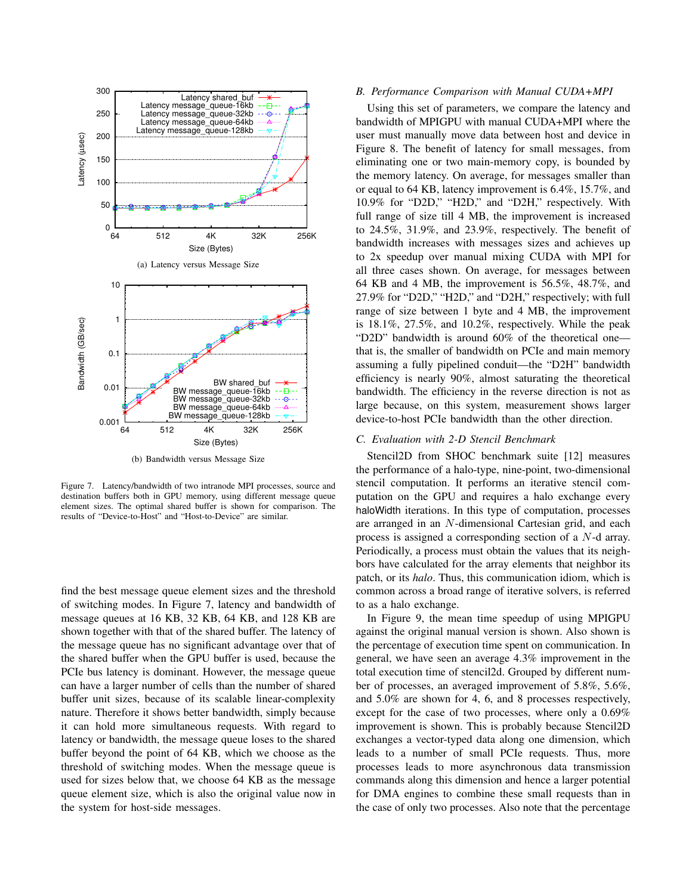(a) Latency versus Message Size

(b) Bandwidth versus Message Size

Figure 7. Latency/bandwidth of two intranode MPI processes, source and destination buffers both in GPU memory, using different message queue element sizes. The optimal shared buffer is shown for comparison. The results of "Device-to-Host" and "Host-to-Device" are similar.

find the best message queue element sizes and the threshold of switching modes. In Figure 7, latency and bandwidth of message queues at 16 KB, 32 KB, 64 KB, and 128 KB are shown together with that of the shared buffer. The latency of the message queue has no significant advantage over that of the shared buffer when the GPU buffer is used, because the PCIe bus latency is dominant. However, the message queue can have a larger number of cells than the number of shared buffer unit sizes, because of its scalable linear-complexity nature. Therefore it shows better bandwidth, simply because it can hold more simultaneous requests. With regard to latency or bandwidth, the message queue loses to the shared buffer beyond the point of 64 KB, which we choose as the threshold of switching modes. When the message queue is used for sizes below that, we choose 64 KB as the message queue element size, which is also the original value now in the system for host-side messages.

### *B. Performance Comparison with Manual CUDA+MPI*

Using this set of parameters, we compare the latency and bandwidth of MPIGPU with manual CUDA+MPI where the user must manually move data between host and device in Figure 8. The benefit of latency for small messages, from eliminating one or two main-memory copy, is bounded by the memory latency. On average, for messages smaller than or equal to 64 KB, latency improvement is 6.4%, 15.7%, and 10.9% for "D2D," "H2D," and "D2H," respectively. With full range of size till 4 MB, the improvement is increased to 24.5%, 31.9%, and 23.9%, respectively. The benefit of bandwidth increases with messages sizes and achieves up to 2x speedup over manual mixing CUDA with MPI for all three cases shown. On average, for messages between 64 KB and 4 MB, the improvement is 56.5%, 48.7%, and 27.9% for "D2D," "H2D," and "D2H," respectively; with full range of size between 1 byte and 4 MB, the improvement is 18.1%, 27.5%, and 10.2%, respectively. While the peak "D2D" bandwidth is around 60% of the theoretical one—that is, the smaller of bandwidth on PCIe and main memory assuming a fully pipelined conduit—the "D2H" bandwidth efficiency is nearly 90%, almost saturating the theoretical bandwidth. The efficiency in the reverse direction is not as large because, on this system, measurement shows larger device-to-host PCIe bandwidth than the other direction.

### *C. Evaluation with 2-D Stencil Benchmark*

Stencil2D from SHOC benchmark suite [12] measures the performance of a halo-type, nine-point, two-dimensional stencil computation. It performs an iterative stencil computation on the GPU and requires a halo exchange every haloWidth iterations. In this type of computation, processes are arranged in an $N$-dimensional Cartesian grid, and each process is assigned a corresponding section of a $N$-d array. Periodically, a process must obtain the values that its neighbors have calculated for the array elements that neighbor its patch, or its *halo*. Thus, this communication idiom, which is common across a broad range of iterative solvers, is referred to as a halo exchange.

In Figure 9, the mean time speedup of using MPIGPU against the original manual version is shown. Also shown is the percentage of execution time spent on communication. In general, we have seen an average 4.3% improvement in the total execution time of stencil2d. Grouped by different number of processes, an averaged improvement of 5.8%, 5.6%, and 5.0% are shown for 4, 6, and 8 processes respectively, except for the case of two processes, where only a 0.69% improvement is shown. This is probably because Stencil2D exchanges a vector-typed data along one dimension, which leads to a number of small PCIe requests. Thus, more processes leads to more asynchronous data transmission commands along this dimension and hence a larger potential for DMA engines to combine these small requests than in the case of only two processes. Also note that the percentage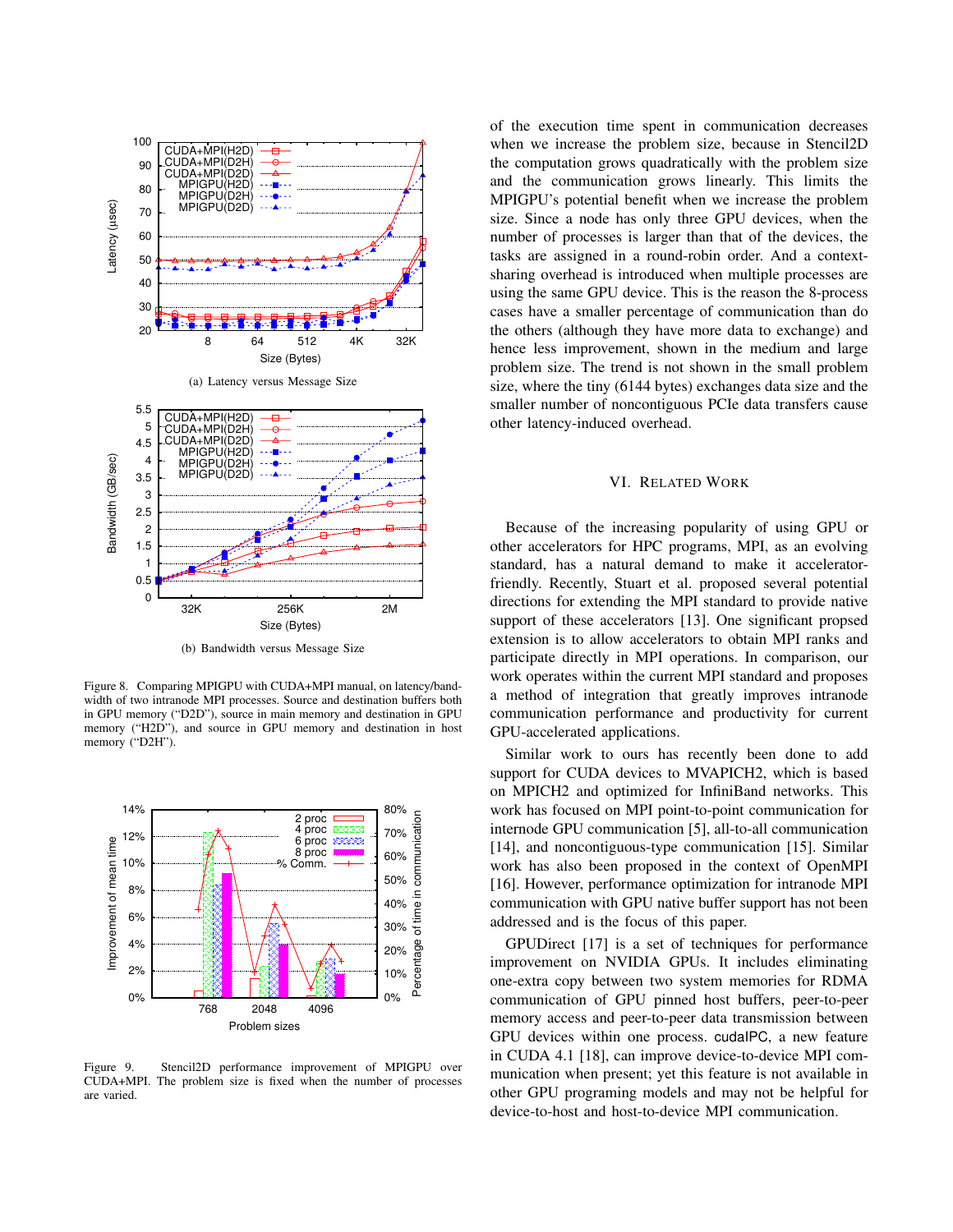Figure 8. Comparing MPIGPU with CUDA+MPI manual, on latency/bandwidth of two intranode MPI processes. Source and destination buffers both in GPU memory ("D2D"), source in main memory and destination in GPU memory ("H2D"), and source in GPU memory and destination in host memory ("D2H").

(a) Latency versus Message Size

(b) Bandwidth versus Message Size

Figure 9. Stencil2D performance improvement of MPIGPU over CUDA+MPI. The problem size is fixed when the number of processes are varied.

of the execution time spent in communication decreases when we increase the problem size, because in Stencil2D the computation grows quadratically with the problem size and the communication grows linearly. This limits the MPIGPU's potential benefit when we increase the problem size. Since a node has only three GPU devices, when the number of processes is larger than that of the devices, the tasks are assigned in a round-robin order. And a context-sharing overhead is introduced when multiple processes are using the same GPU device. This is the reason the 8-process cases have a smaller percentage of communication than do the others (although they have more data to exchange) and hence less improvement, shown in the medium and large problem size. The trend is not shown in the small problem size, where the tiny (6144 bytes) exchanges data size and the smaller number of noncontiguous PCIe data transfers cause other latency-induced overhead.

## VI. Related Work

Because of the increasing popularity of using GPU or other accelerators for HPC programs, MPI, as an evolving standard, has a natural demand to make it accelerator-friendly. Recently, Stuart et al. proposed several potential directions for extending the MPI standard to provide native support of these accelerators [13]. One significant propsed extension is to allow accelerators to obtain MPI ranks and participate directly in MPI operations. In comparison, our work operates within the current MPI standard and proposes a method of integration that greatly improves intranode communication performance and productivity for current GPU-accelerated applications.

Similar work to ours has recently been done to add support for CUDA devices to MVAPICH2, which is based on MPICH2 and optimized for InfiniBand networks. This work has focused on MPI point-to-point communication for internode GPU communication [5], all-to-all communication [14], and noncontiguous-type communication [15]. Similar work has also been proposed in the context of OpenMPI [16]. However, performance optimization for intranode MPI communication with GPU native buffer support has not been addressed and is the focus of this paper.

GPUDirect [17] is a set of techniques for performance improvement on NVIDIA GPUs. It includes eliminating one-extra copy between two system memories for RDMA communication of GPU pinned host buffers, peer-to-peer memory access and peer-to-peer data transmission between GPU devices within one process. cudaIPC, a new feature in CUDA 4.1 [18], can improve device-to-device MPI communication when present; yet this feature is not available in other GPU programing models and may not be helpful for device-to-host and host-to-device MPI communication.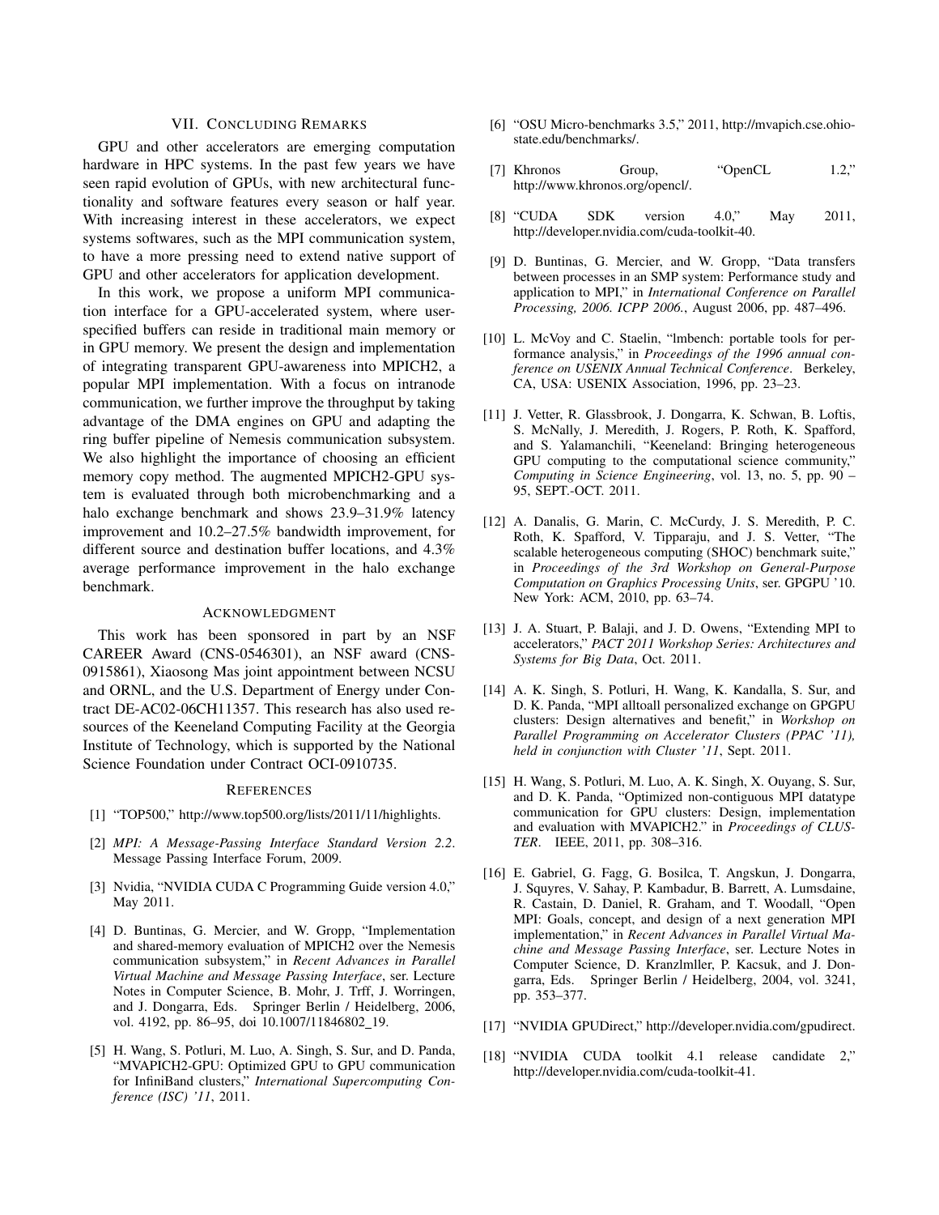## VII. Concluding Remarks

GPU and other accelerators are emerging computation hardware in HPC systems. In the past few years we have seen rapid evolution of GPUs, with new architectural functionality and software features every season or half year. With increasing interest in these accelerators, we expect systems softwares, such as the MPI communication system, to have a more pressing need to extend native support of GPU and other accelerators for application development.

In this work, we propose a uniform MPI communication interface for a GPU-accelerated system, where user-specified buffers can reside in traditional main memory or in GPU memory. We present the design and implementation of integrating transparent GPU-awareness into MPICH2, a popular MPI implementation. With a focus on intranode communication, we further improve the throughput by taking advantage of the DMA engines on GPU and adapting the ring buffer pipeline of Nemesis communication subsystem. We also highlight the importance of choosing an efficient memory copy method. The augmented MPICH2-GPU system is evaluated through both microbenchmarking and a halo exchange benchmark and shows 23.9–31.9% latency improvement and 10.2–27.5% bandwidth improvement, for different source and destination buffer locations, and 4.3% average performance improvement in the halo exchange benchmark.

## Acknowledgment

This work has been sponsored in part by an NSF CAREER Award (CNS-0546301), an NSF award (CNS-0915861), Xiaosong Mas joint appointment between NCSU and ORNL, and the U.S. Department of Energy under Contract DE-AC02-06CH11357. This research has also used resources of the Keeneland Computing Facility at the Georgia Institute of Technology, which is supported by the National Science Foundation under Contract OCI-0910735.

## References

[1] "TOP500," http://www.top500.org/lists/2011/11/highlights.

[2] *MPI: A Message-Passing Interface Standard Version 2.2*. Message Passing Interface Forum, 2009.

[3] Nvidia, "NVIDIA CUDA C Programming Guide version 4.0," May 2011.

[4] D. Buntinas, G. Mercier, and W. Gropp, "Implementation and shared-memory evaluation of MPICH2 over the Nemesis communication subsystem," in *Recent Advances in Parallel Virtual Machine and Message Passing Interface*, ser. Lecture Notes in Computer Science, B. Mohr, J. Trff, J. Worringen, and J. Dongarra, Eds. Springer Berlin / Heidelberg, 2006, vol. 4192, pp. 86–95, doi 10.1007/11846802_19.

[5] H. Wang, S. Potluri, M. Luo, A. Singh, S. Sur, and D. Panda, "MVAPICH2-GPU: Optimized GPU to GPU communication for InfiniBand clusters," *International Supercomputing Conference (ISC) '11*, 2011.

[6] "OSU Micro-benchmarks 3.5," 2011, http://mvapich.cse.ohio-state.edu/benchmarks/.

[7] Khronos Group, "OpenCL 1.2," http://www.khronos.org/opencl/.

[8] "CUDA SDK version 4.0," May 2011, http://developer.nvidia.com/cuda-toolkit-40.

[9] D. Buntinas, G. Mercier, and W. Gropp, "Data transfers between processes in an SMP system: Performance study and application to MPI," in *International Conference on Parallel Processing, 2006. ICPP 2006.*, August 2006, pp. 487–496.

[10] L. McVoy and C. Staelin, "lmbench: portable tools for performance analysis," in *Proceedings of the 1996 annual conference on USENIX Annual Technical Conference*. Berkeley, CA, USA: USENIX Association, 1996, pp. 23–23.

[11] J. Vetter, R. Glassbrook, J. Dongarra, K. Schwan, B. Loftis, S. McNally, J. Meredith, J. Rogers, P. Roth, K. Spafford, and S. Yalamanchili, "Keeneland: Bringing heterogeneous GPU computing to the computational science community," *Computing in Science Engineering*, vol. 13, no. 5, pp. 90 – 95, SEPT.-OCT. 2011.

[12] A. Danalis, G. Marin, C. McCurdy, J. S. Meredith, P. C. Roth, K. Spafford, V. Tipparaju, and J. S. Vetter, "The scalable heterogeneous computing (SHOC) benchmark suite," in *Proceedings of the 3rd Workshop on General-Purpose Computation on Graphics Processing Units*, ser. GPGPU '10. New York: ACM, 2010, pp. 63–74.

[13] J. A. Stuart, P. Balaji, and J. D. Owens, "Extending MPI to accelerators," *PACT 2011 Workshop Series: Architectures and Systems for Big Data*, Oct. 2011.

[14] A. K. Singh, S. Potluri, H. Wang, K. Kandalla, S. Sur, and D. K. Panda, "MPI alltoall personalized exchange on GPGPU clusters: Design alternatives and benefit," in *Workshop on Parallel Programming on Accelerator Clusters (PPAC '11), held in conjunction with Cluster '11*, Sept. 2011.

[15] H. Wang, S. Potluri, M. Luo, A. K. Singh, X. Ouyang, S. Sur, and D. K. Panda, "Optimized non-contiguous MPI datatype communication for GPU clusters: Design, implementation and evaluation with MVAPICH2." in *Proceedings of CLUSTER*. IEEE, 2011, pp. 308–316.

[16] E. Gabriel, G. Fagg, G. Bosilca, T. Angskun, J. Dongarra, J. Squyres, V. Sahay, P. Kambadur, B. Barrett, A. Lumsdaine, R. Castain, D. Daniel, R. Graham, and T. Woodall, "Open MPI: Goals, concept, and design of a next generation MPI implementation," in *Recent Advances in Parallel Virtual Machine and Message Passing Interface*, ser. Lecture Notes in Computer Science, D. Kranzlmller, P. Kacsuk, and J. Dongarra, Eds. Springer Berlin / Heidelberg, 2004, vol. 3241, pp. 353–377.

[17] "NVIDIA GPUDirect," http://developer.nvidia.com/gpudirect.

[18] "NVIDIA CUDA toolkit 4.1 release candidate 2," http://developer.nvidia.com/cuda-toolkit-41.